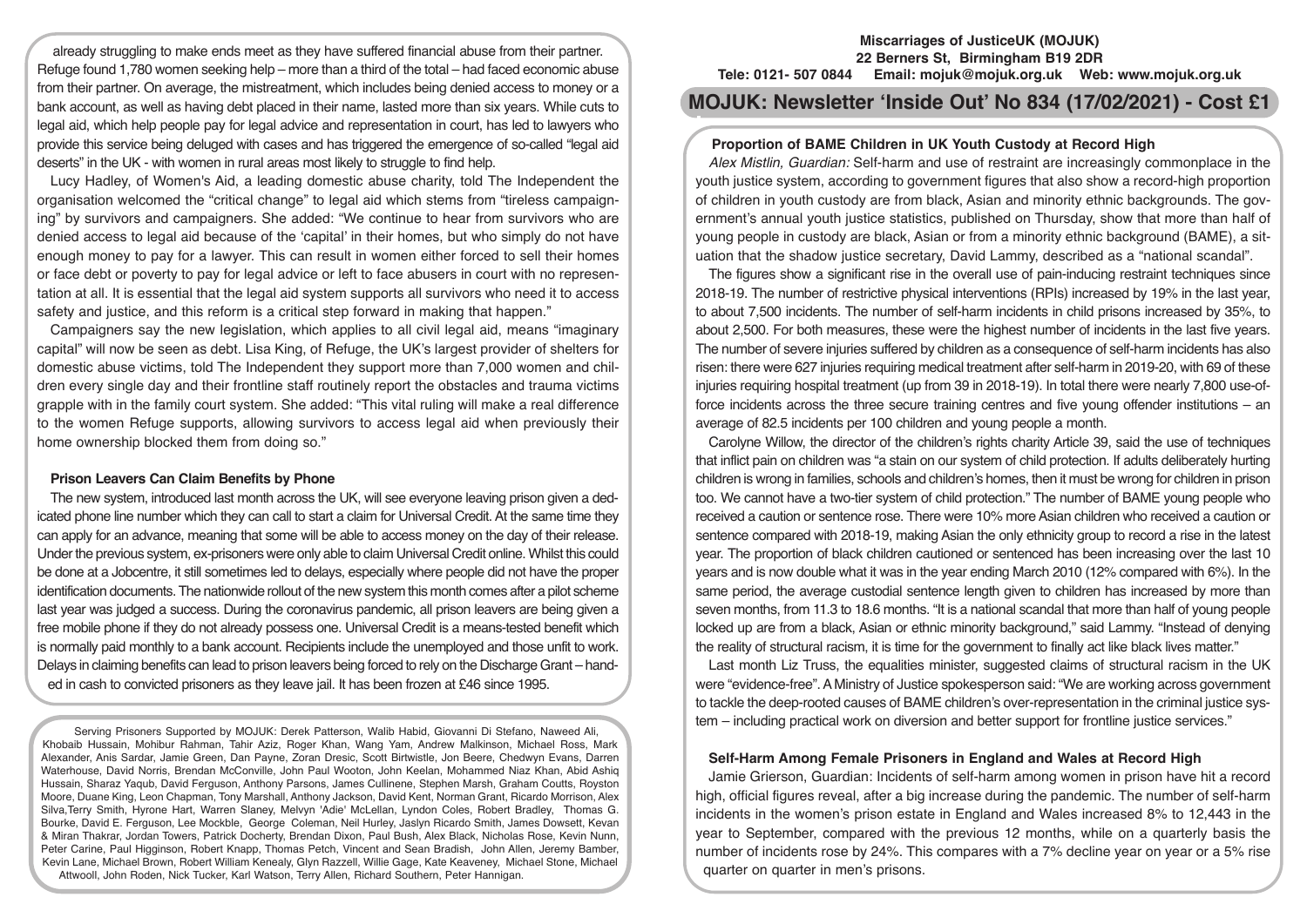already struggling to make ends meet as they have suffered financial abuse from their partner. Refuge found 1,780 women seeking help – more than a third of the total – had faced economic abuse from their partner. On average, the mistreatment, which includes being denied access to money or a bank account, as well as having debt placed in their name, lasted more than six years. While cuts to legal aid, which help people pay for legal advice and representation in court, has led to lawyers who provide this service being deluged with cases and has triggered the emergence of so-called "legal aid deserts" in the UK - with women in rural areas most likely to struggle to find help.

Lucy Hadley, of Women's Aid, a leading domestic abuse charity, told The Independent the organisation welcomed the "critical change" to legal aid which stems from "tireless campaigning" by survivors and campaigners. She added: "We continue to hear from survivors who are denied access to legal aid because of the 'capital' in their homes, but who simply do not have enough money to pay for a lawyer. This can result in women either forced to sell their homes or face debt or poverty to pay for legal advice or left to face abusers in court with no representation at all. It is essential that the legal aid system supports all survivors who need it to access safety and justice, and this reform is a critical step forward in making that happen."

Campaigners say the new legislation, which applies to all civil legal aid, means "imaginary capital" will now be seen as debt. Lisa King, of Refuge, the UK's largest provider of shelters for domestic abuse victims, told The Independent they support more than 7,000 women and children every single day and their frontline staff routinely report the obstacles and trauma victims grapple with in the family court system. She added: "This vital ruling will make a real difference to the women Refuge supports, allowing survivors to access legal aid when previously their home ownership blocked them from doing so."

### Prison Leavers Can Claim Benefits by Phone

The new system, introduced last month across the UK, will see everyone leaving prison given a dedicated phone line number which they can call to start a claim for Universal Credit. At the same time they can apply for an advance, meaning that some will be able to access money on the day of their release. Under the previous system, ex-prisoners were only able to claim Universal Credit online. Whilst this could be done at a Jobcentre, it still sometimes led to delays, especially where people did not have the proper identification documents. The nationwide rollout of the new system this month comes after a pilot scheme last year was judged a success. During the coronavirus pandemic, all prison leavers are being given a free mobile phone if they do not already possess one. Universal Credit is a means-tested benefit which is normally paid monthly to a bank account. Recipients include the unemployed and those unfit to work. Delays in claiming benefits can lead to prison leavers being forced to rely on the Discharge Grant – handed in cash to convicted prisoners as they leave jail. It has been frozen at £46 since 1995.

Serving Prisoners Supported by MOJUK: Derek Patterson, Walib Habid, Giovanni Di Stefano, Naweed Ali, Khobaib Hussain, Mohibur Rahman, Tahir Aziz, Roger Khan, Wang Yam, Andrew Malkinson, Michael Ross, Mark Alexander, Anis Sardar, Jamie Green, Dan Payne, Zoran Dresic, Scott Birtwistle, Jon Beere, Chedwyn Evans, Darren Waterhouse, David Norris, Brendan McConville, John Paul Wooton, John Keelan, Mohammed Niaz Khan, Abid Ashiq Hussain, Sharaz Yaqub, David Ferguson, Anthony Parsons, James Cullinene, Stephen Marsh, Graham Coutts, Royston Moore, Duane King, Leon Chapman, Tony Marshall, Anthony Jackson, David Kent, Norman Grant, Ricardo Morrison, Alex Silva,Terry Smith, Hyrone Hart, Warren Slaney, Melvyn 'Adie' McLellan, Lyndon Coles, Robert Bradley, Thomas G. Bourke, David E. Ferguson, Lee Mockble, George Coleman, Neil Hurley, Jaslyn Ricardo Smith, James Dowsett, Kevan & Miran Thakrar, Jordan Towers, Patrick Docherty, Brendan Dixon, Paul Bush, Alex Black, Nicholas Rose, Kevin Nunn, Peter Carine, Paul Higginson, Robert Knapp, Thomas Petch, Vincent and Sean Bradish, John Allen, Jeremy Bamber, Kevin Lane, Michael Brown, Robert William Kenealy, Glyn Razzell, Willie Gage, Kate Keaveney, Michael Stone, Michael Attwooll, John Roden, Nick Tucker, Karl Watson, Terry Allen, Richard Southern, Peter Hannigan.

**Miscarriages of JusticeUK (MOJUK)**
**22 Berners St, Birmingham B19 2DR**
**Tele: 0121- 507 0844 Email: mojuk@mojuk.org.uk Web: www.mojuk.org.uk**

# MOJUK: Newsletter 'Inside Out' No 834 (17/02/2021) - Cost £1

### Proportion of BAME Children in UK Youth Custody at Record High

*Alex Mistlin, Guardian:* Self-harm and use of restraint are increasingly commonplace in the youth justice system, according to government figures that also show a record-high proportion of children in youth custody are from black, Asian and minority ethnic backgrounds. The government's annual youth justice statistics, published on Thursday, show that more than half of young people in custody are black, Asian or from a minority ethnic background (BAME), a situation that the shadow justice secretary, David Lammy, described as a "national scandal".

The figures show a significant rise in the overall use of pain-inducing restraint techniques since 2018-19. The number of restrictive physical interventions (RPIs) increased by 19% in the last year, to about 7,500 incidents. The number of self-harm incidents in child prisons increased by 35%, to about 2,500. For both measures, these were the highest number of incidents in the last five years. The number of severe injuries suffered by children as a consequence of self-harm incidents has also risen: there were 627 injuries requiring medical treatment after self-harm in 2019-20, with 69 of these injuries requiring hospital treatment (up from 39 in 2018-19). In total there were nearly 7,800 use-of-force incidents across the three secure training centres and five young offender institutions – an average of 82.5 incidents per 100 children and young people a month.

Carolyne Willow, the director of the children's rights charity Article 39, said the use of techniques that inflict pain on children was "a stain on our system of child protection. If adults deliberately hurting children is wrong in families, schools and children's homes, then it must be wrong for children in prison too. We cannot have a two-tier system of child protection." The number of BAME young people who received a caution or sentence rose. There were 10% more Asian children who received a caution or sentence compared with 2018-19, making Asian the only ethnicity group to record a rise in the latest year. The proportion of black children cautioned or sentenced has been increasing over the last 10 years and is now double what it was in the year ending March 2010 (12% compared with 6%). In the same period, the average custodial sentence length given to children has increased by more than seven months, from 11.3 to 18.6 months. "It is a national scandal that more than half of young people locked up are from a black, Asian or ethnic minority background," said Lammy. "Instead of denying the reality of structural racism, it is time for the government to finally act like black lives matter."

Last month Liz Truss, the equalities minister, suggested claims of structural racism in the UK were "evidence-free". A Ministry of Justice spokesperson said: "We are working across government to tackle the deep-rooted causes of BAME children's over-representation in the criminal justice system – including practical work on diversion and better support for frontline justice services."

### Self-Harm Among Female Prisoners in England and Wales at Record High

Jamie Grierson, Guardian: Incidents of self-harm among women in prison have hit a record high, official figures reveal, after a big increase during the pandemic. The number of self-harm incidents in the women's prison estate in England and Wales increased 8% to 12,443 in the year to September, compared with the previous 12 months, while on a quarterly basis the number of incidents rose by 24%. This compares with a 7% decline year on year or a 5% rise quarter on quarter in men's prisons.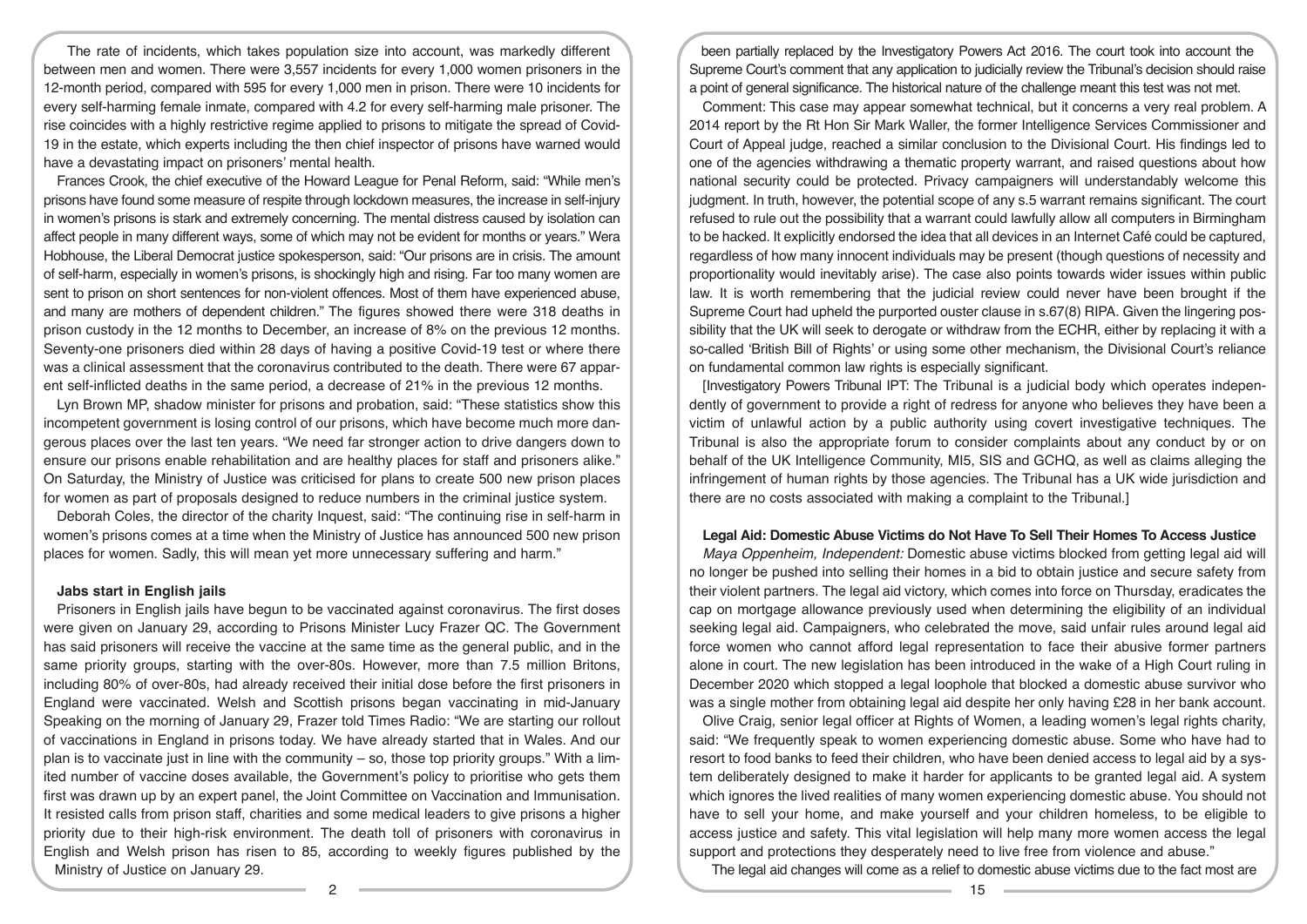The rate of incidents, which takes population size into account, was markedly different between men and women. There were 3,557 incidents for every 1,000 women prisoners in the 12-month period, compared with 595 for every 1,000 men in prison. There were 10 incidents for every self-harming female inmate, compared with 4.2 for every self-harming male prisoner. The rise coincides with a highly restrictive regime applied to prisons to mitigate the spread of Covid-19 in the estate, which experts including the then chief inspector of prisons have warned would have a devastating impact on prisoners' mental health.

Frances Crook, the chief executive of the Howard League for Penal Reform, said: "While men's prisons have found some measure of respite through lockdown measures, the increase in self-injury in women's prisons is stark and extremely concerning. The mental distress caused by isolation can affect people in many different ways, some of which may not be evident for months or years." Wera Hobhouse, the Liberal Democrat justice spokesperson, said: "Our prisons are in crisis. The amount of self-harm, especially in women's prisons, is shockingly high and rising. Far too many women are sent to prison on short sentences for non-violent offences. Most of them have experienced abuse, and many are mothers of dependent children." The figures showed there were 318 deaths in prison custody in the 12 months to December, an increase of 8% on the previous 12 months. Seventy-one prisoners died within 28 days of having a positive Covid-19 test or where there was a clinical assessment that the coronavirus contributed to the death. There were 67 apparent self-inflicted deaths in the same period, a decrease of 21% in the previous 12 months.

Lyn Brown MP, shadow minister for prisons and probation, said: "These statistics show this incompetent government is losing control of our prisons, which have become much more dangerous places over the last ten years. "We need far stronger action to drive dangers down to ensure our prisons enable rehabilitation and are healthy places for staff and prisoners alike." On Saturday, the Ministry of Justice was criticised for plans to create 500 new prison places for women as part of proposals designed to reduce numbers in the criminal justice system.

Deborah Coles, the director of the charity Inquest, said: "The continuing rise in self-harm in women's prisons comes at a time when the Ministry of Justice has announced 500 new prison places for women. Sadly, this will mean yet more unnecessary suffering and harm."

### Jabs start in English jails

Prisoners in English jails have begun to be vaccinated against coronavirus. The first doses were given on January 29, according to Prisons Minister Lucy Frazer QC. The Government has said prisoners will receive the vaccine at the same time as the general public, and in the same priority groups, starting with the over-80s. However, more than 7.5 million Britons, including 80% of over-80s, had already received their initial dose before the first prisoners in England were vaccinated. Welsh and Scottish prisons began vaccinating in mid-January Speaking on the morning of January 29, Frazer told Times Radio: "We are starting our rollout of vaccinations in England in prisons today. We have already started that in Wales. And our plan is to vaccinate just in line with the community – so, those top priority groups." With a limited number of vaccine doses available, the Government's policy to prioritise who gets them first was drawn up by an expert panel, the Joint Committee on Vaccination and Immunisation. It resisted calls from prison staff, charities and some medical leaders to give prisons a higher priority due to their high-risk environment. The death toll of prisoners with coronavirus in English and Welsh prison has risen to 85, according to weekly figures published by the Ministry of Justice on January 29.

been partially replaced by the Investigatory Powers Act 2016. The court took into account the Supreme Court's comment that any application to judicially review the Tribunal's decision should raise a point of general significance. The historical nature of the challenge meant this test was not met.

Comment: This case may appear somewhat technical, but it concerns a very real problem. A 2014 report by the Rt Hon Sir Mark Waller, the former Intelligence Services Commissioner and Court of Appeal judge, reached a similar conclusion to the Divisional Court. His findings led to one of the agencies withdrawing a thematic property warrant, and raised questions about how national security could be protected. Privacy campaigners will understandably welcome this judgment. In truth, however, the potential scope of any s.5 warrant remains significant. The court refused to rule out the possibility that a warrant could lawfully allow all computers in Birmingham to be hacked. It explicitly endorsed the idea that all devices in an Internet Café could be captured, regardless of how many innocent individuals may be present (though questions of necessity and proportionality would inevitably arise). The case also points towards wider issues within public law. It is worth remembering that the judicial review could never have been brought if the Supreme Court had upheld the purported ouster clause in s.67(8) RIPA. Given the lingering possibility that the UK will seek to derogate or withdraw from the ECHR, either by replacing it with a so-called 'British Bill of Rights' or using some other mechanism, the Divisional Court's reliance on fundamental common law rights is especially significant.

[Investigatory Powers Tribunal IPT: The Tribunal is a judicial body which operates independently of government to provide a right of redress for anyone who believes they have been a victim of unlawful action by a public authority using covert investigative techniques. The Tribunal is also the appropriate forum to consider complaints about any conduct by or on behalf of the UK Intelligence Community, MI5, SIS and GCHQ, as well as claims alleging the infringement of human rights by those agencies. The Tribunal has a UK wide jurisdiction and there are no costs associated with making a complaint to the Tribunal.]

### Legal Aid: Domestic Abuse Victims do Not Have To Sell Their Homes To Access Justice

*Maya Oppenheim, Independent:* Domestic abuse victims blocked from getting legal aid will no longer be pushed into selling their homes in a bid to obtain justice and secure safety from their violent partners. The legal aid victory, which comes into force on Thursday, eradicates the cap on mortgage allowance previously used when determining the eligibility of an individual seeking legal aid. Campaigners, who celebrated the move, said unfair rules around legal aid force women who cannot afford legal representation to face their abusive former partners alone in court. The new legislation has been introduced in the wake of a High Court ruling in December 2020 which stopped a legal loophole that blocked a domestic abuse survivor who was a single mother from obtaining legal aid despite her only having £28 in her bank account.

Olive Craig, senior legal officer at Rights of Women, a leading women's legal rights charity, said: "We frequently speak to women experiencing domestic abuse. Some who have had to resort to food banks to feed their children, who have been denied access to legal aid by a system deliberately designed to make it harder for applicants to be granted legal aid. A system which ignores the lived realities of many women experiencing domestic abuse. You should not have to sell your home, and make yourself and your children homeless, to be eligible to access justice and safety. This vital legislation will help many more women access the legal support and protections they desperately need to live free from violence and abuse."

The legal aid changes will come as a relief to domestic abuse victims due to the fact most are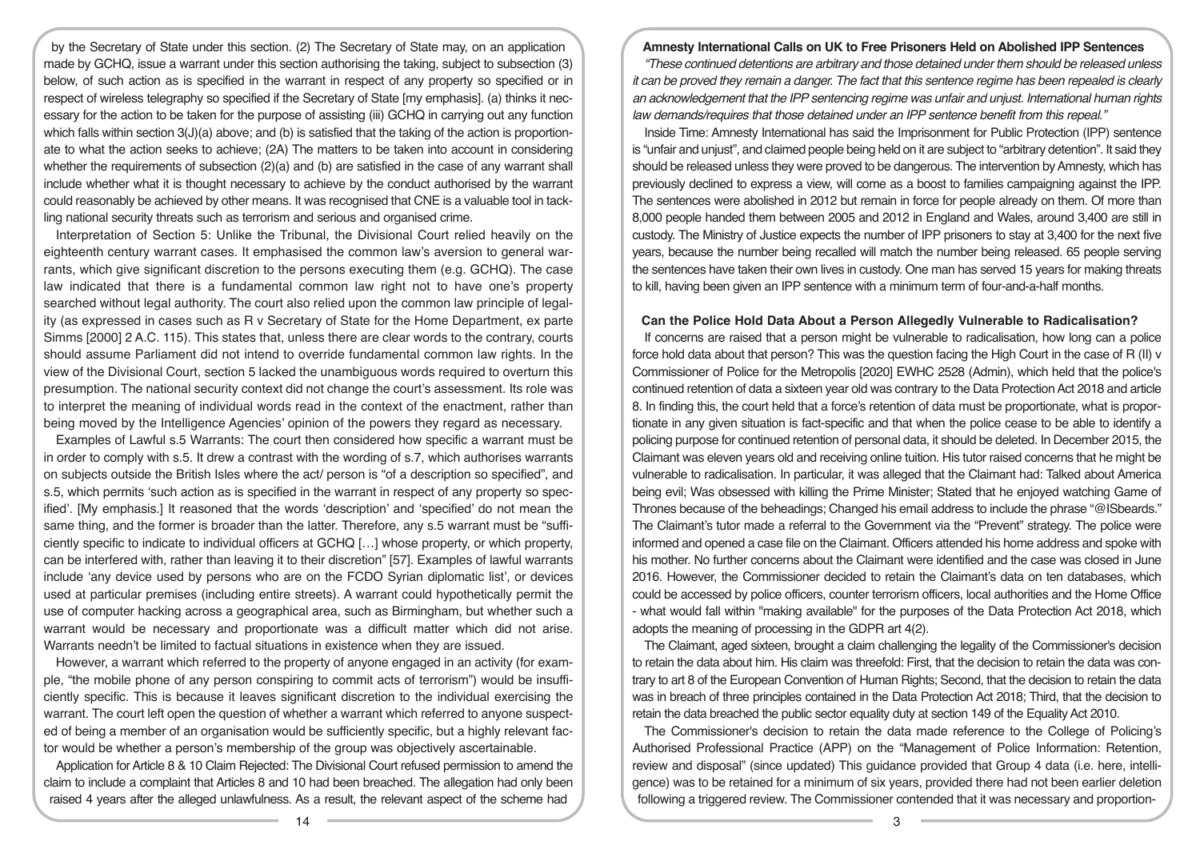by the Secretary of State under this section. (2) The Secretary of State may, on an application made by GCHQ, issue a warrant under this section authorising the taking, subject to subsection (3) below, of such action as is specified in the warrant in respect of any property so specified or in respect of wireless telegraphy so specified if the Secretary of State [my emphasis]. (a) thinks it necessary for the action to be taken for the purpose of assisting (iii) GCHQ in carrying out any function which falls within section 3(J)(a) above; and (b) is satisfied that the taking of the action is proportionate to what the action seeks to achieve; (2A) The matters to be taken into account in considering whether the requirements of subsection (2)(a) and (b) are satisfied in the case of any warrant shall include whether what it is thought necessary to achieve by the conduct authorised by the warrant could reasonably be achieved by other means. It was recognised that CNE is a valuable tool in tackling national security threats such as terrorism and serious and organised crime.

Interpretation of Section 5: Unlike the Tribunal, the Divisional Court relied heavily on the eighteenth century warrant cases. It emphasised the common law's aversion to general warrants, which give significant discretion to the persons executing them (e.g. GCHQ). The case law indicated that there is a fundamental common law right not to have one's property searched without legal authority. The court also relied upon the common law principle of legality (as expressed in cases such as R v Secretary of State for the Home Department, ex parte Simms [2000] 2 A.C. 115). This states that, unless there are clear words to the contrary, courts should assume Parliament did not intend to override fundamental common law rights. In the view of the Divisional Court, section 5 lacked the unambiguous words required to overturn this presumption. The national security context did not change the court's assessment. Its role was to interpret the meaning of individual words read in the context of the enactment, rather than being moved by the Intelligence Agencies' opinion of the powers they regard as necessary.

Examples of Lawful s.5 Warrants: The court then considered how specific a warrant must be in order to comply with s.5. It drew a contrast with the wording of s.7, which authorises warrants on subjects outside the British Isles where the act/ person is "of a description so specified", and s.5, which permits 'such action as is specified in the warrant in respect of any property so specified'. [My emphasis.] It reasoned that the words 'description' and 'specified' do not mean the same thing, and the former is broader than the latter. Therefore, any s.5 warrant must be "sufficiently specific to indicate to individual officers at GCHQ […] whose property, or which property, can be interfered with, rather than leaving it to their discretion" [57]. Examples of lawful warrants include 'any device used by persons who are on the FCDO Syrian diplomatic list', or devices used at particular premises (including entire streets). A warrant could hypothetically permit the use of computer hacking across a geographical area, such as Birmingham, but whether such a warrant would be necessary and proportionate was a difficult matter which did not arise. Warrants needn't be limited to factual situations in existence when they are issued.

However, a warrant which referred to the property of anyone engaged in an activity (for example, "the mobile phone of any person conspiring to commit acts of terrorism") would be insufficiently specific. This is because it leaves significant discretion to the individual exercising the warrant. The court left open the question of whether a warrant which referred to anyone suspected of being a member of an organisation would be sufficiently specific, but a highly relevant factor would be whether a person's membership of the group was objectively ascertainable.

Application for Article 8 & 10 Claim Rejected: The Divisional Court refused permission to amend the claim to include a complaint that Articles 8 and 10 had been breached. The allegation had only been raised 4 years after the alleged unlawfulness. As a result, the relevant aspect of the scheme had

## Amnesty International Calls on UK to Free Prisoners Held on Abolished IPP Sentences

*"These continued detentions are arbitrary and those detained under them should be released unless it can be proved they remain a danger. The fact that this sentence regime has been repealed is clearly an acknowledgement that the IPP sentencing regime was unfair and unjust. International human rights law demands/requires that those detained under an IPP sentence benefit from this repeal."*

Inside Time: Amnesty International has said the Imprisonment for Public Protection (IPP) sentence is "unfair and unjust", and claimed people being held on it are subject to "arbitrary detention". It said they should be released unless they were proved to be dangerous. The intervention by Amnesty, which has previously declined to express a view, will come as a boost to families campaigning against the IPP. The sentences were abolished in 2012 but remain in force for people already on them. Of more than 8,000 people handed them between 2005 and 2012 in England and Wales, around 3,400 are still in custody. The Ministry of Justice expects the number of IPP prisoners to stay at 3,400 for the next five years, because the number being recalled will match the number being released. 65 people serving the sentences have taken their own lives in custody. One man has served 15 years for making threats to kill, having been given an IPP sentence with a minimum term of four-and-a-half months.

## Can the Police Hold Data About a Person Allegedly Vulnerable to Radicalisation?

If concerns are raised that a person might be vulnerable to radicalisation, how long can a police force hold data about that person? This was the question facing the High Court in the case of R (II) v Commissioner of Police for the Metropolis [2020] EWHC 2528 (Admin), which held that the police's continued retention of data a sixteen year old was contrary to the Data Protection Act 2018 and article 8. In finding this, the court held that a force's retention of data must be proportionate, what is proportionate in any given situation is fact-specific and that when the police cease to be able to identify a policing purpose for continued retention of personal data, it should be deleted. In December 2015, the Claimant was eleven years old and receiving online tuition. His tutor raised concerns that he might be vulnerable to radicalisation. In particular, it was alleged that the Claimant had: Talked about America being evil; Was obsessed with killing the Prime Minister; Stated that he enjoyed watching Game of Thrones because of the beheadings; Changed his email address to include the phrase "@ISbeards." The Claimant's tutor made a referral to the Government via the "Prevent" strategy. The police were informed and opened a case file on the Claimant. Officers attended his home address and spoke with his mother. No further concerns about the Claimant were identified and the case was closed in June 2016. However, the Commissioner decided to retain the Claimant's data on ten databases, which could be accessed by police officers, counter terrorism officers, local authorities and the Home Office - what would fall within "making available" for the purposes of the Data Protection Act 2018, which adopts the meaning of processing in the GDPR art 4(2).

The Claimant, aged sixteen, brought a claim challenging the legality of the Commissioner's decision to retain the data about him. His claim was threefold: First, that the decision to retain the data was contrary to art 8 of the European Convention of Human Rights; Second, that the decision to retain the data was in breach of three principles contained in the Data Protection Act 2018; Third, that the decision to retain the data breached the public sector equality duty at section 149 of the Equality Act 2010.

The Commissioner's decision to retain the data made reference to the College of Policing's Authorised Professional Practice (APP) on the "Management of Police Information: Retention, review and disposal" (since updated) This guidance provided that Group 4 data (i.e. here, intelligence) was to be retained for a minimum of six years, provided there had not been earlier deletion following a triggered review. The Commissioner contended that it was necessary and proportion-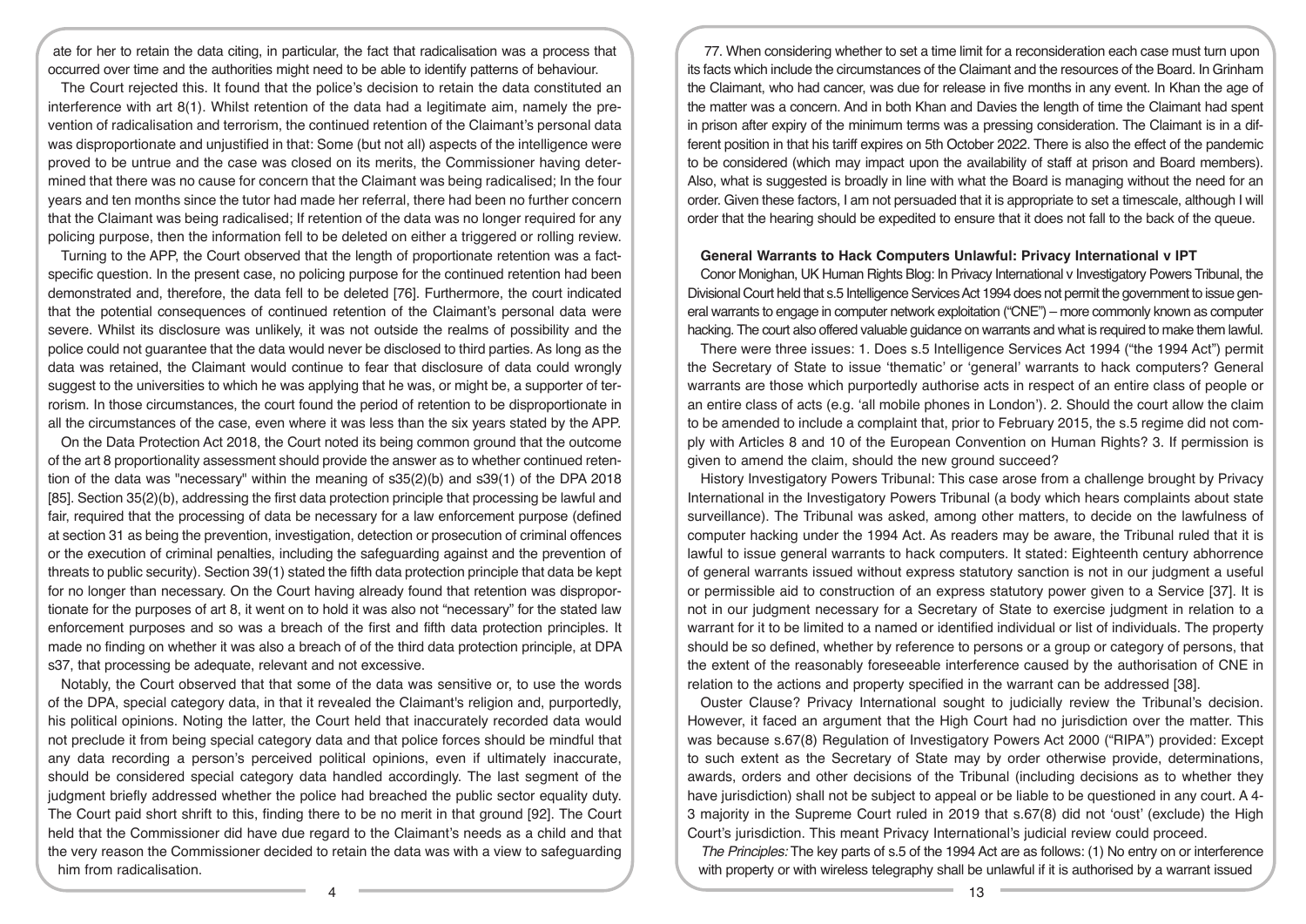ate for her to retain the data citing, in particular, the fact that radicalisation was a process that occurred over time and the authorities might need to be able to identify patterns of behaviour.

The Court rejected this. It found that the police's decision to retain the data constituted an interference with art 8(1). Whilst retention of the data had a legitimate aim, namely the prevention of radicalisation and terrorism, the continued retention of the Claimant's personal data was disproportionate and unjustified in that: Some (but not all) aspects of the intelligence were proved to be untrue and the case was closed on its merits, the Commissioner having determined that there was no cause for concern that the Claimant was being radicalised; In the four years and ten months since the tutor had made her referral, there had been no further concern that the Claimant was being radicalised; If retention of the data was no longer required for any policing purpose, then the information fell to be deleted on either a triggered or rolling review.

Turning to the APP, the Court observed that the length of proportionate retention was a fact-specific question. In the present case, no policing purpose for the continued retention had been demonstrated and, therefore, the data fell to be deleted [76]. Furthermore, the court indicated that the potential consequences of continued retention of the Claimant's personal data were severe. Whilst its disclosure was unlikely, it was not outside the realms of possibility and the police could not guarantee that the data would never be disclosed to third parties. As long as the data was retained, the Claimant would continue to fear that disclosure of data could wrongly suggest to the universities to which he was applying that he was, or might be, a supporter of terrorism. In those circumstances, the court found the period of retention to be disproportionate in all the circumstances of the case, even where it was less than the six years stated by the APP.

On the Data Protection Act 2018, the Court noted its being common ground that the outcome of the art 8 proportionality assessment should provide the answer as to whether continued retention of the data was "necessary" within the meaning of s35(2)(b) and s39(1) of the DPA 2018 [85]. Section 35(2)(b), addressing the first data protection principle that processing be lawful and fair, required that the processing of data be necessary for a law enforcement purpose (defined at section 31 as being the prevention, investigation, detection or prosecution of criminal offences or the execution of criminal penalties, including the safeguarding against and the prevention of threats to public security). Section 39(1) stated the fifth data protection principle that data be kept for no longer than necessary. On the Court having already found that retention was disproportionate for the purposes of art 8, it went on to hold it was also not "necessary" for the stated law enforcement purposes and so was a breach of the first and fifth data protection principles. It made no finding on whether it was also a breach of of the third data protection principle, at DPA s37, that processing be adequate, relevant and not excessive.

Notably, the Court observed that that some of the data was sensitive or, to use the words of the DPA, special category data, in that it revealed the Claimant's religion and, purportedly, his political opinions. Noting the latter, the Court held that inaccurately recorded data would not preclude it from being special category data and that police forces should be mindful that any data recording a person's perceived political opinions, even if ultimately inaccurate, should be considered special category data handled accordingly. The last segment of the judgment briefly addressed whether the police had breached the public sector equality duty. The Court paid short shrift to this, finding there to be no merit in that ground [92]. The Court held that the Commissioner did have due regard to the Claimant's needs as a child and that the very reason the Commissioner decided to retain the data was with a view to safeguarding him from radicalisation.

77. When considering whether to set a time limit for a reconsideration each case must turn upon its facts which include the circumstances of the Claimant and the resources of the Board. In Grinham the Claimant, who had cancer, was due for release in five months in any event. In Khan the age of the matter was a concern. And in both Khan and Davies the length of time the Claimant had spent in prison after expiry of the minimum terms was a pressing consideration. The Claimant is in a different position in that his tariff expires on 5th October 2022. There is also the effect of the pandemic to be considered (which may impact upon the availability of staff at prison and Board members). Also, what is suggested is broadly in line with what the Board is managing without the need for an order. Given these factors, I am not persuaded that it is appropriate to set a timescale, although I will order that the hearing should be expedited to ensure that it does not fall to the back of the queue.

### General Warrants to Hack Computers Unlawful: Privacy International v IPT

Conor Monighan, UK Human Rights Blog: In Privacy International v Investigatory Powers Tribunal, the Divisional Court held that s.5 Intelligence Services Act 1994 does not permit the government to issue general warrants to engage in computer network exploitation ("CNE") – more commonly known as computer hacking. The court also offered valuable guidance on warrants and what is required to make them lawful.

There were three issues: 1. Does s.5 Intelligence Services Act 1994 ("the 1994 Act") permit the Secretary of State to issue 'thematic' or 'general' warrants to hack computers? General warrants are those which purportedly authorise acts in respect of an entire class of people or an entire class of acts (e.g. 'all mobile phones in London'). 2. Should the court allow the claim to be amended to include a complaint that, prior to February 2015, the s.5 regime did not comply with Articles 8 and 10 of the European Convention on Human Rights? 3. If permission is given to amend the claim, should the new ground succeed?

History Investigatory Powers Tribunal: This case arose from a challenge brought by Privacy International in the Investigatory Powers Tribunal (a body which hears complaints about state surveillance). The Tribunal was asked, among other matters, to decide on the lawfulness of computer hacking under the 1994 Act. As readers may be aware, the Tribunal ruled that it is lawful to issue general warrants to hack computers. It stated: Eighteenth century abhorrence of general warrants issued without express statutory sanction is not in our judgment a useful or permissible aid to construction of an express statutory power given to a Service [37]. It is not in our judgment necessary for a Secretary of State to exercise judgment in relation to a warrant for it to be limited to a named or identified individual or list of individuals. The property should be so defined, whether by reference to persons or a group or category of persons, that the extent of the reasonably foreseeable interference caused by the authorisation of CNE in relation to the actions and property specified in the warrant can be addressed [38].

Ouster Clause? Privacy International sought to judicially review the Tribunal's decision. However, it faced an argument that the High Court had no jurisdiction over the matter. This was because s.67(8) Regulation of Investigatory Powers Act 2000 ("RIPA") provided: Except to such extent as the Secretary of State may by order otherwise provide, determinations, awards, orders and other decisions of the Tribunal (including decisions as to whether they have jurisdiction) shall not be subject to appeal or be liable to be questioned in any court. A 4-3 majority in the Supreme Court ruled in 2019 that s.67(8) did not 'oust' (exclude) the High Court's jurisdiction. This meant Privacy International's judicial review could proceed.

*The Principles:* The key parts of s.5 of the 1994 Act are as follows: (1) No entry on or interference with property or with wireless telegraphy shall be unlawful if it is authorised by a warrant issued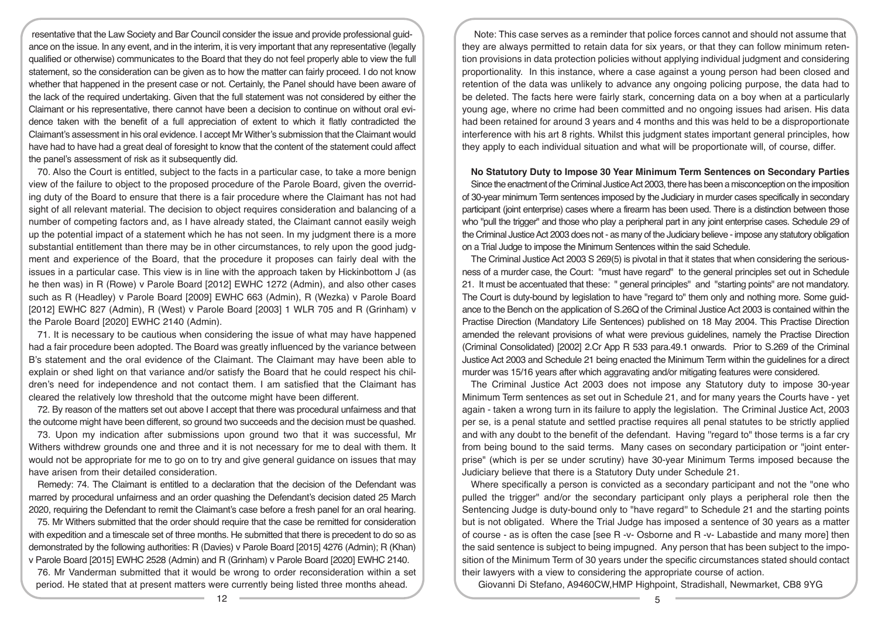resentative that the Law Society and Bar Council consider the issue and provide professional guidance on the issue. In any event, and in the interim, it is very important that any representative (legally qualified or otherwise) communicates to the Board that they do not feel properly able to view the full statement, so the consideration can be given as to how the matter can fairly proceed. I do not know whether that happened in the present case or not. Certainly, the Panel should have been aware of the lack of the required undertaking. Given that the full statement was not considered by either the Claimant or his representative, there cannot have been a decision to continue on without oral evidence taken with the benefit of a full appreciation of extent to which it flatly contradicted the Claimant's assessment in his oral evidence. I accept Mr Wither's submission that the Claimant would have had to have had a great deal of foresight to know that the content of the statement could affect the panel's assessment of risk as it subsequently did.

70. Also the Court is entitled, subject to the facts in a particular case, to take a more benign view of the failure to object to the proposed procedure of the Parole Board, given the overriding duty of the Board to ensure that there is a fair procedure where the Claimant has not had sight of all relevant material. The decision to object requires consideration and balancing of a number of competing factors and, as I have already stated, the Claimant cannot easily weigh up the potential impact of a statement which he has not seen. In my judgment there is a more substantial entitlement than there may be in other circumstances, to rely upon the good judgment and experience of the Board, that the procedure it proposes can fairly deal with the issues in a particular case. This view is in line with the approach taken by Hickinbottom J (as he then was) in R (Rowe) v Parole Board [2012] EWHC 1272 (Admin), and also other cases such as R (Headley) v Parole Board [2009] EWHC 663 (Admin), R (Wezka) v Parole Board [2012] EWHC 827 (Admin), R (West) v Parole Board [2003] 1 WLR 705 and R (Grinham) v the Parole Board [2020] EWHC 2140 (Admin).

71. It is necessary to be cautious when considering the issue of what may have happened had a fair procedure been adopted. The Board was greatly influenced by the variance between B's statement and the oral evidence of the Claimant. The Claimant may have been able to explain or shed light on that variance and/or satisfy the Board that he could respect his children's need for independence and not contact them. I am satisfied that the Claimant has cleared the relatively low threshold that the outcome might have been different.

72. By reason of the matters set out above I accept that there was procedural unfairness and that the outcome might have been different, so ground two succeeds and the decision must be quashed.

73. Upon my indication after submissions upon ground two that it was successful, Mr Withers withdrew grounds one and three and it is not necessary for me to deal with them. It would not be appropriate for me to go on to try and give general guidance on issues that may have arisen from their detailed consideration.

Remedy: 74. The Claimant is entitled to a declaration that the decision of the Defendant was marred by procedural unfairness and an order quashing the Defendant's decision dated 25 March 2020, requiring the Defendant to remit the Claimant's case before a fresh panel for an oral hearing.

75. Mr Withers submitted that the order should require that the case be remitted for consideration with expedition and a timescale set of three months. He submitted that there is precedent to do so as demonstrated by the following authorities: R (Davies) v Parole Board [2015] 4276 (Admin); R (Khan) v Parole Board [2015] EWHC 2528 (Admin) and R (Grinham) v Parole Board [2020] EWHC 2140.

76. Mr Vanderman submitted that it would be wrong to order reconsideration within a set period. He stated that at present matters were currently being listed three months ahead.

Note: This case serves as a reminder that police forces cannot and should not assume that they are always permitted to retain data for six years, or that they can follow minimum retention provisions in data protection policies without applying individual judgment and considering proportionality. In this instance, where a case against a young person had been closed and retention of the data was unlikely to advance any ongoing policing purpose, the data had to be deleted. The facts here were fairly stark, concerning data on a boy when at a particularly young age, where no crime had been committed and no ongoing issues had arisen. His data had been retained for around 3 years and 4 months and this was held to be a disproportionate interference with his art 8 rights. Whilst this judgment states important general principles, how they apply to each individual situation and what will be proportionate will, of course, differ.

**No Statutory Duty to Impose 30 Year Minimum Term Sentences on Secondary Parties**

Since the enactment of the Criminal Justice Act 2003, there has been a misconception on the imposition of 30-year minimum Term sentences imposed by the Judiciary in murder cases specifically in secondary participant (joint enterprise) cases where a firearm has been used. There is a distinction between those who "pull the trigger" and those who play a peripheral part in any joint enterprise cases. Schedule 29 of the Criminal Justice Act 2003 does not - as many of the Judiciary believe - impose any statutory obligation on a Trial Judge to impose the Minimum Sentences within the said Schedule.

The Criminal Justice Act 2003 S 269(5) is pivotal in that it states that when considering the seriousness of a murder case, the Court: "must have regard" to the general principles set out in Schedule 21. It must be accentuated that these: " general principles" and "starting points" are not mandatory. The Court is duty-bound by legislation to have "regard to" them only and nothing more. Some guidance to the Bench on the application of S.26Q of the Criminal Justice Act 2003 is contained within the Practise Direction (Mandatory Life Sentences) published on 18 May 2004. This Practise Direction amended the relevant provisions of what were previous guidelines, namely the Practise Direction (Criminal Consolidated) [2002] 2.Cr App R 533 para.49.1 onwards. Prior to S.269 of the Criminal Justice Act 2003 and Schedule 21 being enacted the Minimum Term within the guidelines for a direct murder was 15/16 years after which aggravating and/or mitigating features were considered.

The Criminal Justice Act 2003 does not impose any Statutory duty to impose 30-year Minimum Term sentences as set out in Schedule 21, and for many years the Courts have - yet again - taken a wrong turn in its failure to apply the legislation. The Criminal Justice Act, 2003 per se, is a penal statute and settled practise requires all penal statutes to be strictly applied and with any doubt to the benefit of the defendant. Having "regard to" those terms is a far cry from being bound to the said terms. Many cases on secondary participation or "joint enterprise" (which is per se under scrutiny) have 30-year Minimum Terms imposed because the Judiciary believe that there is a Statutory Duty under Schedule 21.

Where specifically a person is convicted as a secondary participant and not the "one who pulled the trigger" and/or the secondary participant only plays a peripheral role then the Sentencing Judge is duty-bound only to "have regard" to Schedule 21 and the starting points but is not obligated. Where the Trial Judge has imposed a sentence of 30 years as a matter of course - as is often the case [see R -v- Osborne and R -v- Labastide and many more] then the said sentence is subject to being impugned. Any person that has been subject to the imposition of the Minimum Term of 30 years under the specific circumstances stated should contact their lawyers with a view to considering the appropriate course of action.

Giovanni Di Stefano, A9460CW,HMP Highpoint, Stradishall, Newmarket, CB8 9YG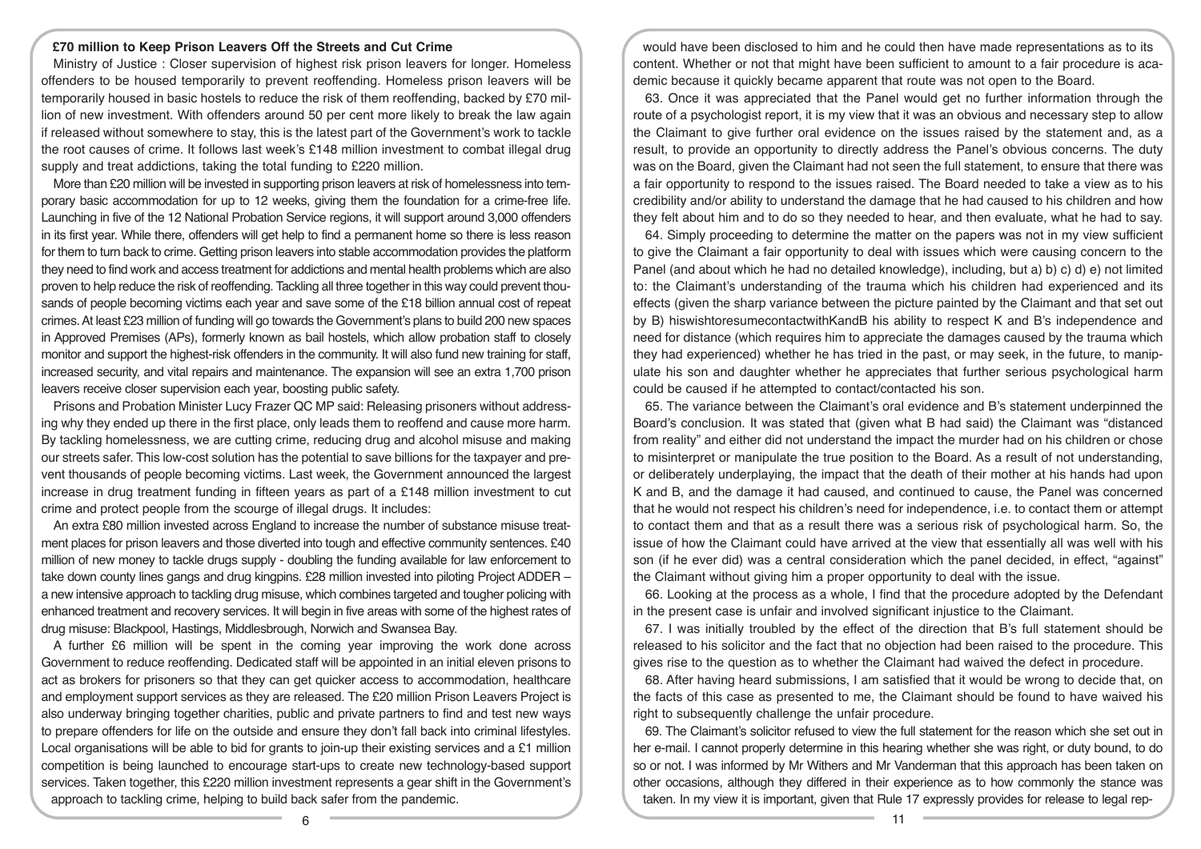## £70 million to Keep Prison Leavers Off the Streets and Cut Crime

Ministry of Justice : Closer supervision of highest risk prison leavers for longer. Homeless offenders to be housed temporarily to prevent reoffending. Homeless prison leavers will be temporarily housed in basic hostels to reduce the risk of them reoffending, backed by £70 million of new investment. With offenders around 50 per cent more likely to break the law again if released without somewhere to stay, this is the latest part of the Government's work to tackle the root causes of crime. It follows last week's £148 million investment to combat illegal drug supply and treat addictions, taking the total funding to £220 million.

More than £20 million will be invested in supporting prison leavers at risk of homelessness into temporary basic accommodation for up to 12 weeks, giving them the foundation for a crime-free life. Launching in five of the 12 National Probation Service regions, it will support around 3,000 offenders in its first year. While there, offenders will get help to find a permanent home so there is less reason for them to turn back to crime. Getting prison leavers into stable accommodation provides the platform they need to find work and access treatment for addictions and mental health problems which are also proven to help reduce the risk of reoffending. Tackling all three together in this way could prevent thousands of people becoming victims each year and save some of the £18 billion annual cost of repeat crimes. At least £23 million of funding will go towards the Government's plans to build 200 new spaces in Approved Premises (APs), formerly known as bail hostels, which allow probation staff to closely monitor and support the highest-risk offenders in the community. It will also fund new training for staff, increased security, and vital repairs and maintenance. The expansion will see an extra 1,700 prison leavers receive closer supervision each year, boosting public safety.

Prisons and Probation Minister Lucy Frazer QC MP said: Releasing prisoners without addressing why they ended up there in the first place, only leads them to reoffend and cause more harm. By tackling homelessness, we are cutting crime, reducing drug and alcohol misuse and making our streets safer. This low-cost solution has the potential to save billions for the taxpayer and prevent thousands of people becoming victims. Last week, the Government announced the largest increase in drug treatment funding in fifteen years as part of a £148 million investment to cut crime and protect people from the scourge of illegal drugs. It includes:

An extra £80 million invested across England to increase the number of substance misuse treatment places for prison leavers and those diverted into tough and effective community sentences. £40 million of new money to tackle drugs supply - doubling the funding available for law enforcement to take down county lines gangs and drug kingpins. £28 million invested into piloting Project ADDER – a new intensive approach to tackling drug misuse, which combines targeted and tougher policing with enhanced treatment and recovery services. It will begin in five areas with some of the highest rates of drug misuse: Blackpool, Hastings, Middlesbrough, Norwich and Swansea Bay.

A further £6 million will be spent in the coming year improving the work done across Government to reduce reoffending. Dedicated staff will be appointed in an initial eleven prisons to act as brokers for prisoners so that they can get quicker access to accommodation, healthcare and employment support services as they are released. The £20 million Prison Leavers Project is also underway bringing together charities, public and private partners to find and test new ways to prepare offenders for life on the outside and ensure they don't fall back into criminal lifestyles. Local organisations will be able to bid for grants to join-up their existing services and a £1 million competition is being launched to encourage start-ups to create new technology-based support services. Taken together, this £220 million investment represents a gear shift in the Government's approach to tackling crime, helping to build back safer from the pandemic.

would have been disclosed to him and he could then have made representations as to its content. Whether or not that might have been sufficient to amount to a fair procedure is academic because it quickly became apparent that route was not open to the Board.

63. Once it was appreciated that the Panel would get no further information through the route of a psychologist report, it is my view that it was an obvious and necessary step to allow the Claimant to give further oral evidence on the issues raised by the statement and, as a result, to provide an opportunity to directly address the Panel's obvious concerns. The duty was on the Board, given the Claimant had not seen the full statement, to ensure that there was a fair opportunity to respond to the issues raised. The Board needed to take a view as to his credibility and/or ability to understand the damage that he had caused to his children and how they felt about him and to do so they needed to hear, and then evaluate, what he had to say.

64. Simply proceeding to determine the matter on the papers was not in my view sufficient to give the Claimant a fair opportunity to deal with issues which were causing concern to the Panel (and about which he had no detailed knowledge), including, but a) b) c) d) e) not limited to: the Claimant's understanding of the trauma which his children had experienced and its effects (given the sharp variance between the picture painted by the Claimant and that set out by B) hiswishtoresumecontactwithKandB his ability to respect K and B's independence and need for distance (which requires him to appreciate the damages caused by the trauma which they had experienced) whether he has tried in the past, or may seek, in the future, to manipulate his son and daughter whether he appreciates that further serious psychological harm could be caused if he attempted to contact/contacted his son.

65. The variance between the Claimant's oral evidence and B's statement underpinned the Board's conclusion. It was stated that (given what B had said) the Claimant was "distanced from reality" and either did not understand the impact the murder had on his children or chose to misinterpret or manipulate the true position to the Board. As a result of not understanding, or deliberately underplaying, the impact that the death of their mother at his hands had upon K and B, and the damage it had caused, and continued to cause, the Panel was concerned that he would not respect his children's need for independence, i.e. to contact them or attempt to contact them and that as a result there was a serious risk of psychological harm. So, the issue of how the Claimant could have arrived at the view that essentially all was well with his son (if he ever did) was a central consideration which the panel decided, in effect, "against" the Claimant without giving him a proper opportunity to deal with the issue.

66. Looking at the process as a whole, I find that the procedure adopted by the Defendant in the present case is unfair and involved significant injustice to the Claimant.

67. I was initially troubled by the effect of the direction that B's full statement should be released to his solicitor and the fact that no objection had been raised to the procedure. This gives rise to the question as to whether the Claimant had waived the defect in procedure.

68. After having heard submissions, I am satisfied that it would be wrong to decide that, on the facts of this case as presented to me, the Claimant should be found to have waived his right to subsequently challenge the unfair procedure.

69. The Claimant's solicitor refused to view the full statement for the reason which she set out in her e-mail. I cannot properly determine in this hearing whether she was right, or duty bound, to do so or not. I was informed by Mr Withers and Mr Vanderman that this approach has been taken on other occasions, although they differed in their experience as to how commonly the stance was taken. In my view it is important, given that Rule 17 expressly provides for release to legal rep-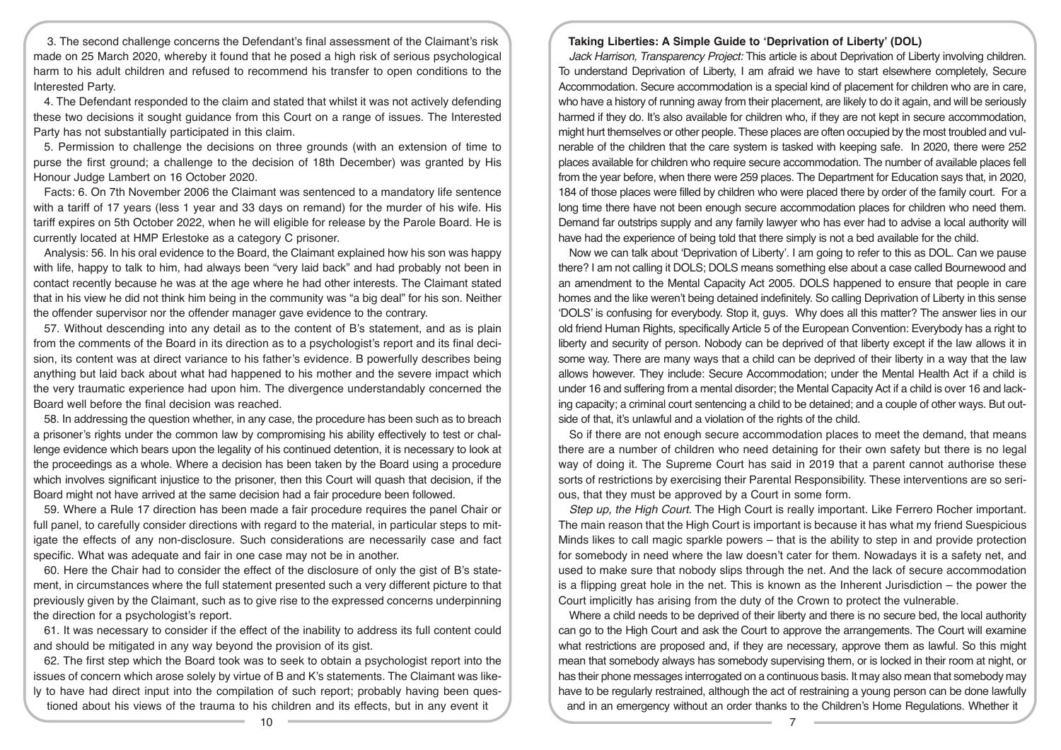3. The second challenge concerns the Defendant's final assessment of the Claimant's risk made on 25 March 2020, whereby it found that he posed a high risk of serious psychological harm to his adult children and refused to recommend his transfer to open conditions to the Interested Party.

4. The Defendant responded to the claim and stated that whilst it was not actively defending these two decisions it sought guidance from this Court on a range of issues. The Interested Party has not substantially participated in this claim.

5. Permission to challenge the decisions on three grounds (with an extension of time to purse the first ground; a challenge to the decision of 18th December) was granted by His Honour Judge Lambert on 16 October 2020.

Facts: 6. On 7th November 2006 the Claimant was sentenced to a mandatory life sentence with a tariff of 17 years (less 1 year and 33 days on remand) for the murder of his wife. His tariff expires on 5th October 2022, when he will eligible for release by the Parole Board. He is currently located at HMP Erlestoke as a category C prisoner.

Analysis: 56. In his oral evidence to the Board, the Claimant explained how his son was happy with life, happy to talk to him, had always been "very laid back" and had probably not been in contact recently because he was at the age where he had other interests. The Claimant stated that in his view he did not think him being in the community was "a big deal" for his son. Neither the offender supervisor nor the offender manager gave evidence to the contrary.

57. Without descending into any detail as to the content of B's statement, and as is plain from the comments of the Board in its direction as to a psychologist's report and its final decision, its content was at direct variance to his father's evidence. B powerfully describes being anything but laid back about what had happened to his mother and the severe impact which the very traumatic experience had upon him. The divergence understandably concerned the Board well before the final decision was reached.

58. In addressing the question whether, in any case, the procedure has been such as to breach a prisoner's rights under the common law by compromising his ability effectively to test or challenge evidence which bears upon the legality of his continued detention, it is necessary to look at the proceedings as a whole. Where a decision has been taken by the Board using a procedure which involves significant injustice to the prisoner, then this Court will quash that decision, if the Board might not have arrived at the same decision had a fair procedure been followed.

59. Where a Rule 17 direction has been made a fair procedure requires the panel Chair or full panel, to carefully consider directions with regard to the material, in particular steps to mitigate the effects of any non-disclosure. Such considerations are necessarily case and fact specific. What was adequate and fair in one case may not be in another.

60. Here the Chair had to consider the effect of the disclosure of only the gist of B's statement, in circumstances where the full statement presented such a very different picture to that previously given by the Claimant, such as to give rise to the expressed concerns underpinning the direction for a psychologist's report.

61. It was necessary to consider if the effect of the inability to address its full content could and should be mitigated in any way beyond the provision of its gist.

62. The first step which the Board took was to seek to obtain a psychologist report into the issues of concern which arose solely by virtue of B and K's statements. The Claimant was likely to have had direct input into the compilation of such report; probably having been questioned about his views of the trauma to his children and its effects, but in any event it

## Taking Liberties: A Simple Guide to 'Deprivation of Liberty' (DOL)

*Jack Harrison, Transparency Project:* This article is about Deprivation of Liberty involving children. To understand Deprivation of Liberty, I am afraid we have to start elsewhere completely, Secure Accommodation. Secure accommodation is a special kind of placement for children who are in care, who have a history of running away from their placement, are likely to do it again, and will be seriously harmed if they do. It's also available for children who, if they are not kept in secure accommodation, might hurt themselves or other people. These places are often occupied by the most troubled and vulnerable of the children that the care system is tasked with keeping safe. In 2020, there were 252 places available for children who require secure accommodation. The number of available places fell from the year before, when there were 259 places. The Department for Education says that, in 2020, 184 of those places were filled by children who were placed there by order of the family court. For a long time there have not been enough secure accommodation places for children who need them. Demand far outstrips supply and any family lawyer who has ever had to advise a local authority will have had the experience of being told that there simply is not a bed available for the child.

Now we can talk about 'Deprivation of Liberty'. I am going to refer to this as DOL. Can we pause there? I am not calling it DOLS; DOLS means something else about a case called Bournewood and an amendment to the Mental Capacity Act 2005. DOLS happened to ensure that people in care homes and the like weren't being detained indefinitely. So calling Deprivation of Liberty in this sense 'DOLS' is confusing for everybody. Stop it, guys. Why does all this matter? The answer lies in our old friend Human Rights, specifically Article 5 of the European Convention: Everybody has a right to liberty and security of person. Nobody can be deprived of that liberty except if the law allows it in some way. There are many ways that a child can be deprived of their liberty in a way that the law allows however. They include: Secure Accommodation; under the Mental Health Act if a child is under 16 and suffering from a mental disorder; the Mental Capacity Act if a child is over 16 and lacking capacity; a criminal court sentencing a child to be detained; and a couple of other ways. But outside of that, it's unlawful and a violation of the rights of the child.

So if there are not enough secure accommodation places to meet the demand, that means there are a number of children who need detaining for their own safety but there is no legal way of doing it. The Supreme Court has said in 2019 that a parent cannot authorise these sorts of restrictions by exercising their Parental Responsibility. These interventions are so serious, that they must be approved by a Court in some form.

*Step up, the High Court.* The High Court is really important. Like Ferrero Rocher important. The main reason that the High Court is important is because it has what my friend Suespicious Minds likes to call magic sparkle powers – that is the ability to step in and provide protection for somebody in need where the law doesn't cater for them. Nowadays it is a safety net, and used to make sure that nobody slips through the net. And the lack of secure accommodation is a flipping great hole in the net. This is known as the Inherent Jurisdiction – the power the Court implicitly has arising from the duty of the Crown to protect the vulnerable.

Where a child needs to be deprived of their liberty and there is no secure bed, the local authority can go to the High Court and ask the Court to approve the arrangements. The Court will examine what restrictions are proposed and, if they are necessary, approve them as lawful. So this might mean that somebody always has somebody supervising them, or is locked in their room at night, or has their phone messages interrogated on a continuous basis. It may also mean that somebody may have to be regularly restrained, although the act of restraining a young person can be done lawfully and in an emergency without an order thanks to the Children's Home Regulations. Whether it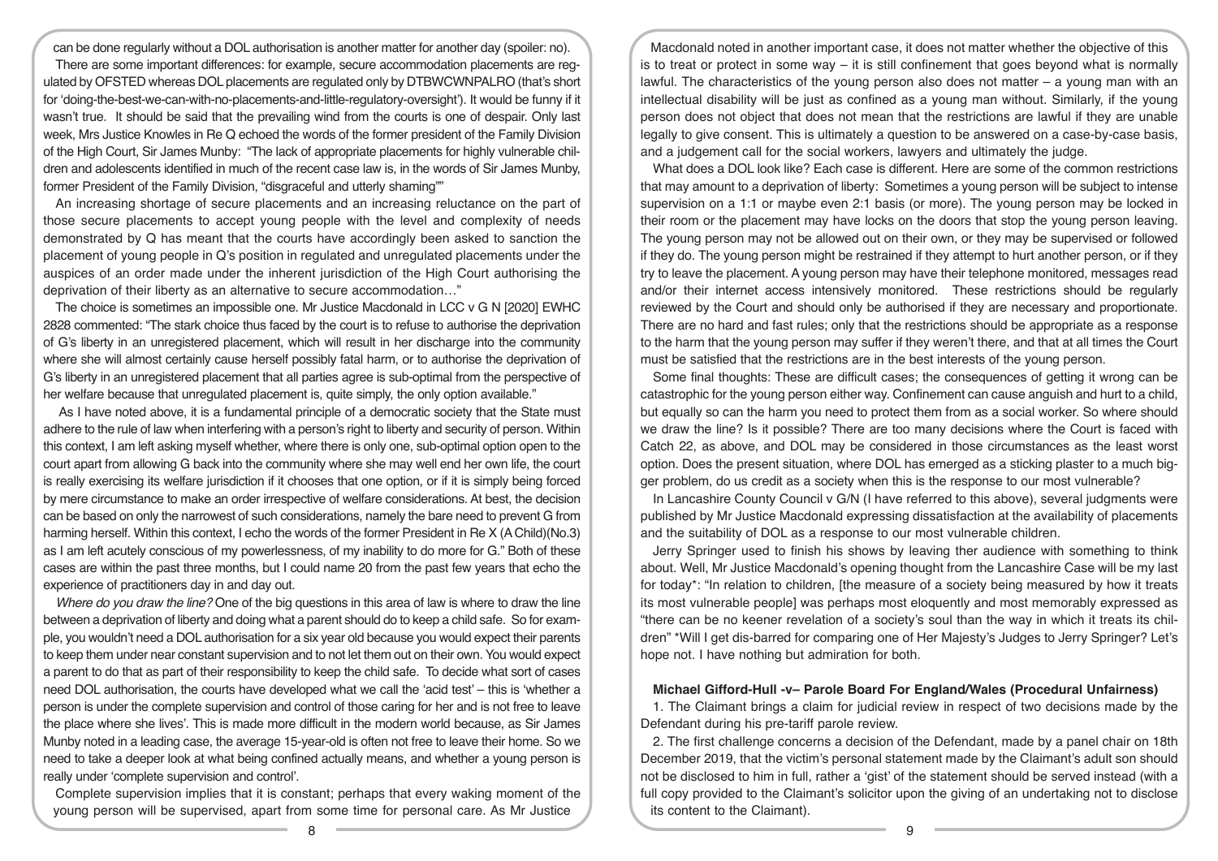can be done regularly without a DOL authorisation is another matter for another day (spoiler: no).

There are some important differences: for example, secure accommodation placements are regulated by OFSTED whereas DOL placements are regulated only by DTBWCWNPALRO (that's short for 'doing-the-best-we-can-with-no-placements-and-little-regulatory-oversight'). It would be funny if it wasn't true. It should be said that the prevailing wind from the courts is one of despair. Only last week, Mrs Justice Knowles in Re Q echoed the words of the former president of the Family Division of the High Court, Sir James Munby: "The lack of appropriate placements for highly vulnerable children and adolescents identified in much of the recent case law is, in the words of Sir James Munby, former President of the Family Division, "disgraceful and utterly shaming""

An increasing shortage of secure placements and an increasing reluctance on the part of those secure placements to accept young people with the level and complexity of needs demonstrated by Q has meant that the courts have accordingly been asked to sanction the placement of young people in Q's position in regulated and unregulated placements under the auspices of an order made under the inherent jurisdiction of the High Court authorising the deprivation of their liberty as an alternative to secure accommodation…"

The choice is sometimes an impossible one. Mr Justice Macdonald in LCC v G N [2020] EWHC 2828 commented: "The stark choice thus faced by the court is to refuse to authorise the deprivation of G's liberty in an unregistered placement, which will result in her discharge into the community where she will almost certainly cause herself possibly fatal harm, or to authorise the deprivation of G's liberty in an unregistered placement that all parties agree is sub-optimal from the perspective of her welfare because that unregulated placement is, quite simply, the only option available."

As I have noted above, it is a fundamental principle of a democratic society that the State must adhere to the rule of law when interfering with a person's right to liberty and security of person. Within this context, I am left asking myself whether, where there is only one, sub-optimal option open to the court apart from allowing G back into the community where she may well end her own life, the court is really exercising its welfare jurisdiction if it chooses that one option, or if it is simply being forced by mere circumstance to make an order irrespective of welfare considerations. At best, the decision can be based on only the narrowest of such considerations, namely the bare need to prevent G from harming herself. Within this context, I echo the words of the former President in Re X (A Child)(No.3) as I am left acutely conscious of my powerlessness, of my inability to do more for G." Both of these cases are within the past three months, but I could name 20 from the past few years that echo the experience of practitioners day in and day out.

*Where do you draw the line?* One of the big questions in this area of law is where to draw the line between a deprivation of liberty and doing what a parent should do to keep a child safe. So for example, you wouldn't need a DOL authorisation for a six year old because you would expect their parents to keep them under near constant supervision and to not let them out on their own. You would expect a parent to do that as part of their responsibility to keep the child safe. To decide what sort of cases need DOL authorisation, the courts have developed what we call the 'acid test' – this is 'whether a person is under the complete supervision and control of those caring for her and is not free to leave the place where she lives'. This is made more difficult in the modern world because, as Sir James Munby noted in a leading case, the average 15-year-old is often not free to leave their home. So we need to take a deeper look at what being confined actually means, and whether a young person is really under 'complete supervision and control'.

Complete supervision implies that it is constant; perhaps that every waking moment of the young person will be supervised, apart from some time for personal care. As Mr Justice Macdonald noted in another important case, it does not matter whether the objective of this is to treat or protect in some way – it is still confinement that goes beyond what is normally lawful. The characteristics of the young person also does not matter – a young man with an intellectual disability will be just as confined as a young man without. Similarly, if the young person does not object that does not mean that the restrictions are lawful if they are unable legally to give consent. This is ultimately a question to be answered on a case-by-case basis, and a judgement call for the social workers, lawyers and ultimately the judge.

What does a DOL look like? Each case is different. Here are some of the common restrictions that may amount to a deprivation of liberty: Sometimes a young person will be subject to intense supervision on a 1:1 or maybe even 2:1 basis (or more). The young person may be locked in their room or the placement may have locks on the doors that stop the young person leaving. The young person may not be allowed out on their own, or they may be supervised or followed if they do. The young person might be restrained if they attempt to hurt another person, or if they try to leave the placement. A young person may have their telephone monitored, messages read and/or their internet access intensively monitored. These restrictions should be regularly reviewed by the Court and should only be authorised if they are necessary and proportionate. There are no hard and fast rules; only that the restrictions should be appropriate as a response to the harm that the young person may suffer if they weren't there, and that at all times the Court must be satisfied that the restrictions are in the best interests of the young person.

Some final thoughts: These are difficult cases; the consequences of getting it wrong can be catastrophic for the young person either way. Confinement can cause anguish and hurt to a child, but equally so can the harm you need to protect them from as a social worker. So where should we draw the line? Is it possible? There are too many decisions where the Court is faced with Catch 22, as above, and DOL may be considered in those circumstances as the least worst option. Does the present situation, where DOL has emerged as a sticking plaster to a much bigger problem, do us credit as a society when this is the response to our most vulnerable?

In Lancashire County Council v G/N (I have referred to this above), several judgments were published by Mr Justice Macdonald expressing dissatisfaction at the availability of placements and the suitability of DOL as a response to our most vulnerable children.

Jerry Springer used to finish his shows by leaving their audience with something to think about. Well, Mr Justice Macdonald's opening thought from the Lancashire Case will be my last for today*: "In relation to children, [the measure of a society being measured by how it treats its most vulnerable people] was perhaps most eloquently and most memorably expressed as "there can be no keener revelation of a society's soul than the way in which it treats its children" *Will I get dis-barred for comparing one of Her Majesty's Judges to Jerry Springer? Let's hope not. I have nothing but admiration for both.

**Michael Gifford-Hull -v– Parole Board For England/Wales (Procedural Unfairness)**

1. The Claimant brings a claim for judicial review in respect of two decisions made by the Defendant during his pre-tariff parole review.

2. The first challenge concerns a decision of the Defendant, made by a panel chair on 18th December 2019, that the victim's personal statement made by the Claimant's adult son should not be disclosed to him in full, rather a 'gist' of the statement should be served instead (with a full copy provided to the Claimant's solicitor upon the giving of an undertaking not to disclose its content to the Claimant).